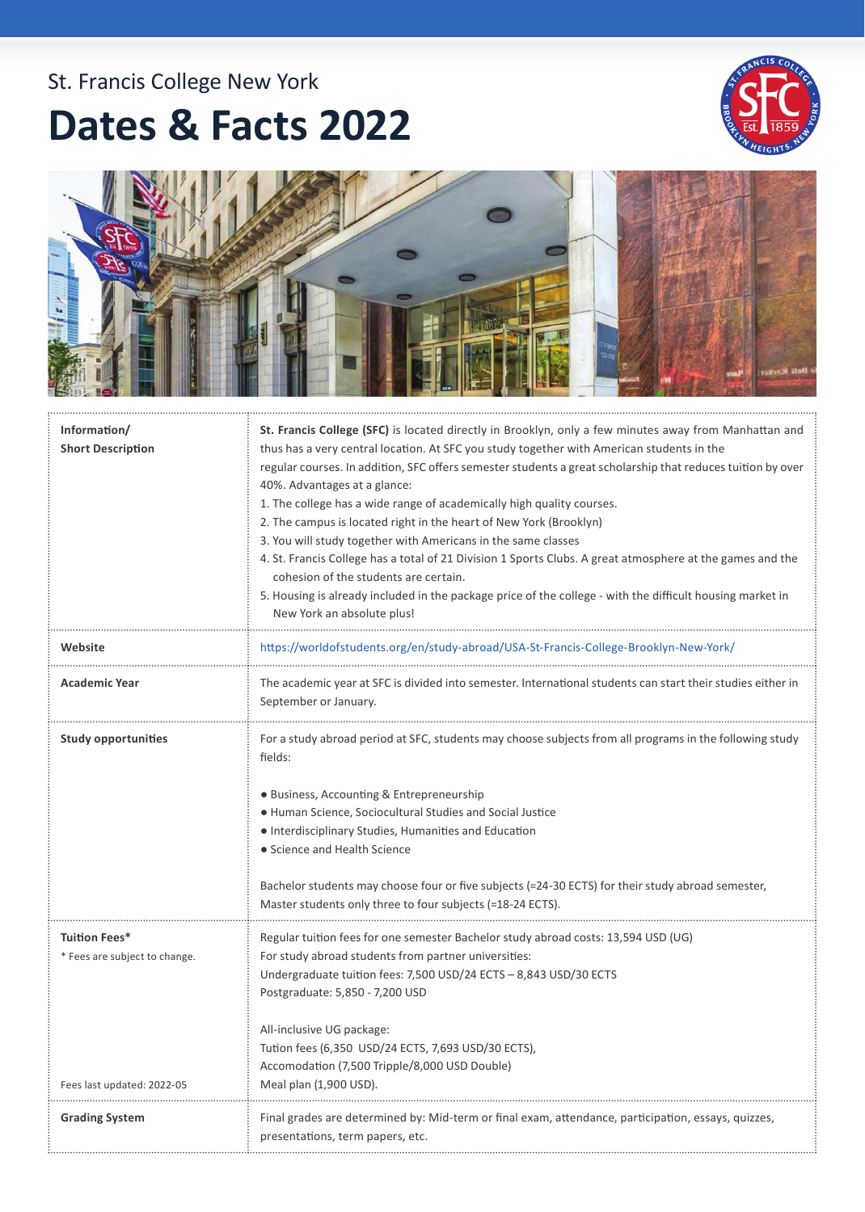St. Francis College New York

# Dates & Facts 2022

| | |
|---|---|
| **Information/ Short Description** | **St. Francis College (SFC)** is located directly in Brooklyn, only a few minutes away from Manhattan and thus has a very central location. At SFC you study together with American students in the regular courses. In addition, SFC offers semester students a great scholarship that reduces tuition by over 40%. Advantages at a glance:<br>1. The college has a wide range of academically high quality courses.<br>2. The campus is located right in the heart of New York (Brooklyn)<br>3. You will study together with Americans in the same classes<br>4. St. Francis College has a total of 21 Division 1 Sports Clubs. A great atmosphere at the games and the cohesion of the students are certain.<br>5. Housing is already included in the package price of the college - with the difficult housing market in New York an absolute plus! |
| **Website** | https://worldofstudents.org/en/study-abroad/USA-St-Francis-College-Brooklyn-New-York/ |
| **Academic Year** | The academic year at SFC is divided into semester. International students can start their studies either in September or January. |
| **Study opportunities** | For a study abroad period at SFC, students may choose subjects from all programs in the following study fields:<br><br>● Business, Accounting & Entrepreneurship<br>● Human Science, Sociocultural Studies and Social Justice<br>● Interdisciplinary Studies, Humanities and Education<br>● Science and Health Science<br><br>Bachelor students may choose four or five subjects (=24-30 ECTS) for their study abroad semester, Master students only three to four subjects (=18-24 ECTS). |
| **Tuition Fees***<br>* Fees are subject to change.<br><br>Fees last updated: 2022-05 | Regular tuition fees for one semester Bachelor study abroad costs: 13,594 USD (UG)<br>For study abroad students from partner universities:<br>Undergraduate tuition fees: 7,500 USD/24 ECTS – 8,843 USD/30 ECTS<br>Postgraduate: 5,850 - 7,200 USD<br><br>All-inclusive UG package:<br>Tution fees (6,350 USD/24 ECTS, 7,693 USD/30 ECTS),<br>Accomodation (7,500 Tripple/8,000 USD Double)<br>Meal plan (1,900 USD). |
| **Grading System** | Final grades are determined by: Mid-term or final exam, attendance, participation, essays, quizzes, presentations, term papers, etc. |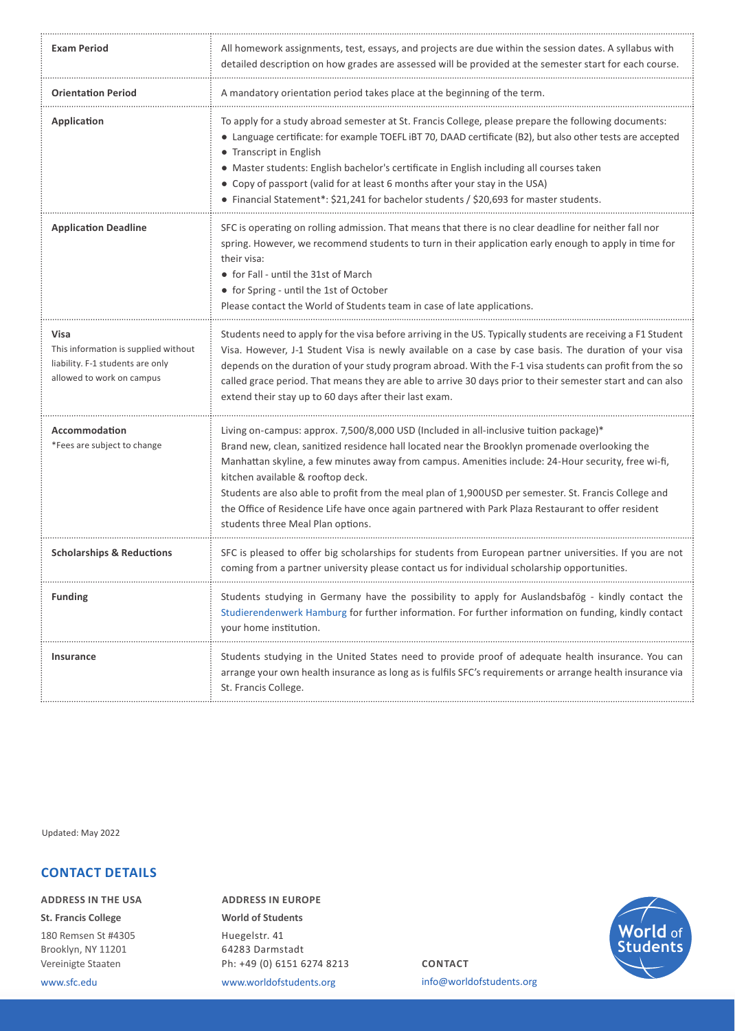| | |
|---|---|
| **Exam Period** | All homework assignments, test, essays, and projects are due within the session dates. A syllabus with detailed description on how grades are assessed will be provided at the semester start for each course. |
| **Orientation Period** | A mandatory orientation period takes place at the beginning of the term. |
| **Application** | To apply for a study abroad semester at St. Francis College, please prepare the following documents:<br>• Language certificate: for example TOEFL iBT 70, DAAD certificate (B2), but also other tests are accepted<br>• Transcript in English<br>• Master students: English bachelor's certificate in English including all courses taken<br>• Copy of passport (valid for at least 6 months after your stay in the USA)<br>• Financial Statement*: $21,241 for bachelor students / $20,693 for master students. |
| **Application Deadline** | SFC is operating on rolling admission. That means that there is no clear deadline for neither fall nor spring. However, we recommend students to turn in their application early enough to apply in time for their visa:<br>• for Fall - until the 31st of March<br>• for Spring - until the 1st of October<br>Please contact the World of Students team in case of late applications. |
| **Visa**<br>This information is supplied without liability. F-1 students are only allowed to work on campus | Students need to apply for the visa before arriving in the US. Typically students are receiving a F1 Student Visa. However, J-1 Student Visa is newly available on a case by case basis. The duration of your visa depends on the duration of your study program abroad. With the F-1 visa students can profit from the so called grace period. That means they are able to arrive 30 days prior to their semester start and can also extend their stay up to 60 days after their last exam. |
| **Accommodation**<br>*Fees are subject to change | Living on-campus: approx. 7,500/8,000 USD (Included in all-inclusive tuition package)*<br>Brand new, clean, sanitized residence hall located near the Brooklyn promenade overlooking the Manhattan skyline, a few minutes away from campus. Amenities include: 24-Hour security, free wi-fi, kitchen available & rooftop deck.<br>Students are also able to profit from the meal plan of 1,900USD per semester. St. Francis College and the Office of Residence Life have once again partnered with Park Plaza Restaurant to offer resident students three Meal Plan options. |
| **Scholarships & Reductions** | SFC is pleased to offer big scholarships for students from European partner universities. If you are not coming from a partner university please contact us for individual scholarship opportunities. |
| **Funding** | Students studying in Germany have the possibility to apply for Auslandsbafög - kindly contact the Studierendenwerk Hamburg for further information. For further information on funding, kindly contact your home institution. |
| **Insurance** | Students studying in the United States need to provide proof of adequate health insurance. You can arrange your own health insurance as long as is fulfils SFC's requirements or arrange health insurance via St. Francis College. |

Updated: May 2022

## CONTACT DETAILS

**ADDRESS IN THE USA**

**St. Francis College**
180 Remsen St #4305
Brooklyn, NY 11201
Vereinigte Staaten
www.sfc.edu

**ADDRESS IN EUROPE**

**World of Students**
Huegelstr. 41
64283 Darmstadt
Ph: +49 (0) 6151 6274 8213
www.worldofstudents.org

**CONTACT**

info@worldofstudents.org

World of Students